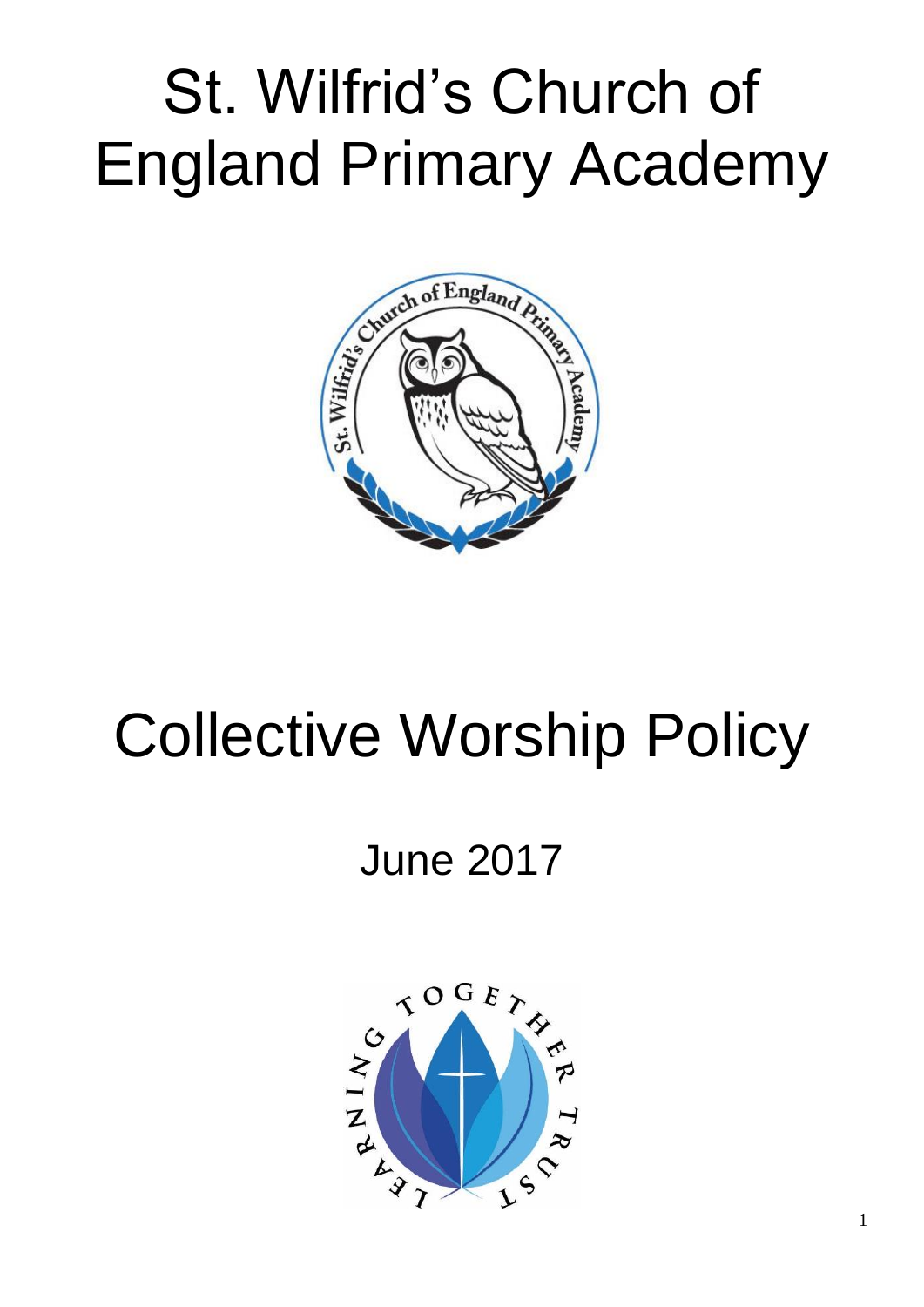# St. Wilfrid's Church of England Primary Academy

# Collective Worship Policy

## June 2017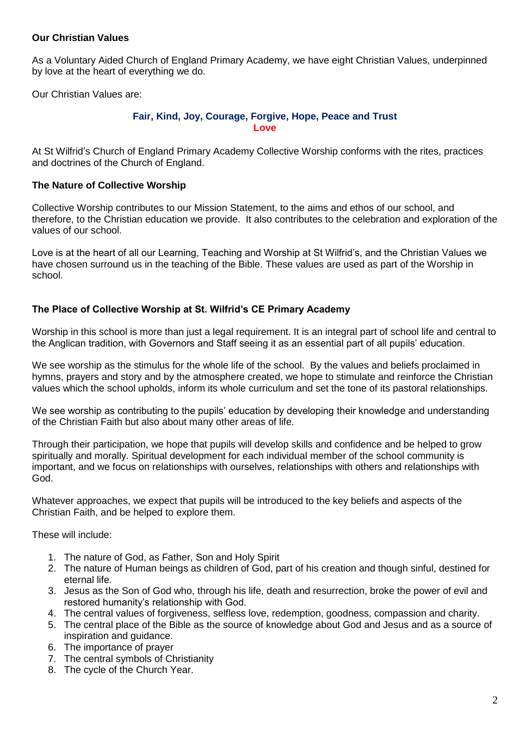**Our Christian Values**

As a Voluntary Aided Church of England Primary Academy, we have eight Christian Values, underpinned by love at the heart of everything we do.

Our Christian Values are:

**Fair, Kind, Joy, Courage, Forgive, Hope, Peace and Trust**
**Love**

At St Wilfrid's Church of England Primary Academy Collective Worship conforms with the rites, practices and doctrines of the Church of England.

**The Nature of Collective Worship**

Collective Worship contributes to our Mission Statement, to the aims and ethos of our school, and therefore, to the Christian education we provide. It also contributes to the celebration and exploration of the values of our school.

Love is at the heart of all our Learning, Teaching and Worship at St Wilfrid's, and the Christian Values we have chosen surround us in the teaching of the Bible. These values are used as part of the Worship in school.

**The Place of Collective Worship at St. Wilfrid's CE Primary Academy**

Worship in this school is more than just a legal requirement. It is an integral part of school life and central to the Anglican tradition, with Governors and Staff seeing it as an essential part of all pupils' education.

We see worship as the stimulus for the whole life of the school. By the values and beliefs proclaimed in hymns, prayers and story and by the atmosphere created, we hope to stimulate and reinforce the Christian values which the school upholds, inform its whole curriculum and set the tone of its pastoral relationships.

We see worship as contributing to the pupils' education by developing their knowledge and understanding of the Christian Faith but also about many other areas of life.

Through their participation, we hope that pupils will develop skills and confidence and be helped to grow spiritually and morally. Spiritual development for each individual member of the school community is important, and we focus on relationships with ourselves, relationships with others and relationships with God.

Whatever approaches, we expect that pupils will be introduced to the key beliefs and aspects of the Christian Faith, and be helped to explore them.

These will include:

1. The nature of God, as Father, Son and Holy Spirit
2. The nature of Human beings as children of God, part of his creation and though sinful, destined for eternal life.
3. Jesus as the Son of God who, through his life, death and resurrection, broke the power of evil and restored humanity's relationship with God.
4. The central values of forgiveness, selfless love, redemption, goodness, compassion and charity.
5. The central place of the Bible as the source of knowledge about God and Jesus and as a source of inspiration and guidance.
6. The importance of prayer
7. The central symbols of Christianity
8. The cycle of the Church Year.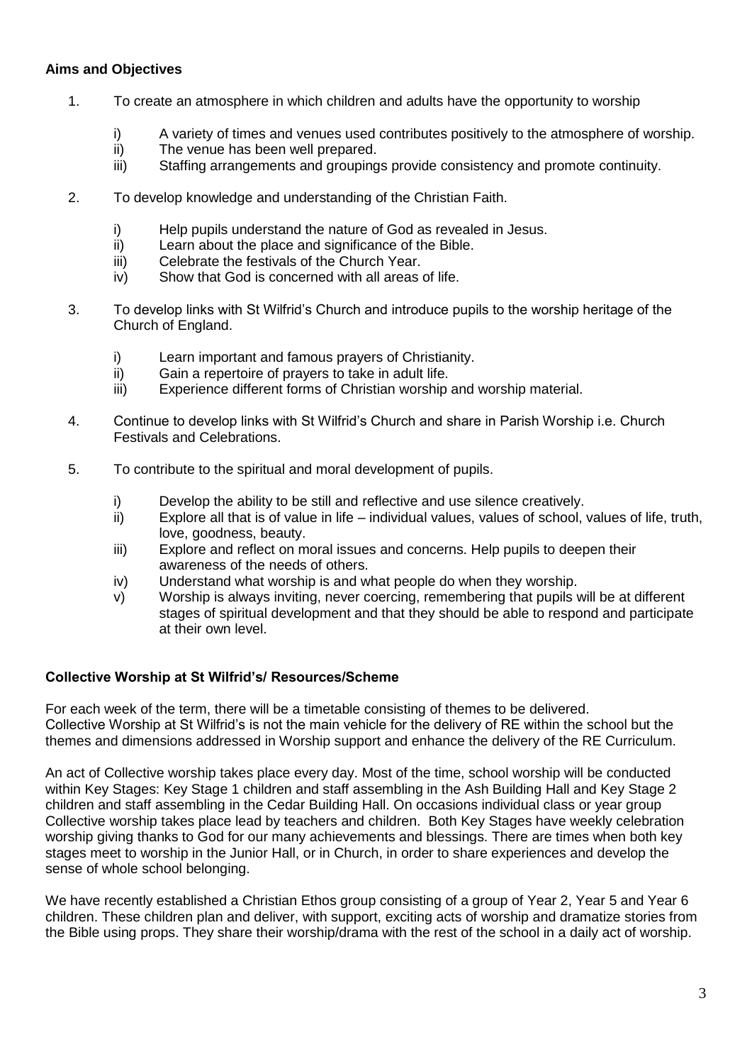**Aims and Objectives**

1. To create an atmosphere in which children and adults have the opportunity to worship

   i) A variety of times and venues used contributes positively to the atmosphere of worship.
   ii) The venue has been well prepared.
   iii) Staffing arrangements and groupings provide consistency and promote continuity.

2. To develop knowledge and understanding of the Christian Faith.

   i) Help pupils understand the nature of God as revealed in Jesus.
   ii) Learn about the place and significance of the Bible.
   iii) Celebrate the festivals of the Church Year.
   iv) Show that God is concerned with all areas of life.

3. To develop links with St Wilfrid's Church and introduce pupils to the worship heritage of the Church of England.

   i) Learn important and famous prayers of Christianity.
   ii) Gain a repertoire of prayers to take in adult life.
   iii) Experience different forms of Christian worship and worship material.

4. Continue to develop links with St Wilfrid's Church and share in Parish Worship i.e. Church Festivals and Celebrations.

5. To contribute to the spiritual and moral development of pupils.

   i) Develop the ability to be still and reflective and use silence creatively.
   ii) Explore all that is of value in life – individual values, values of school, values of life, truth, love, goodness, beauty.
   iii) Explore and reflect on moral issues and concerns. Help pupils to deepen their awareness of the needs of others.
   iv) Understand what worship is and what people do when they worship.
   v) Worship is always inviting, never coercing, remembering that pupils will be at different stages of spiritual development and that they should be able to respond and participate at their own level.

**Collective Worship at St Wilfrid's/ Resources/Scheme**

For each week of the term, there will be a timetable consisting of themes to be delivered.
Collective Worship at St Wilfrid's is not the main vehicle for the delivery of RE within the school but the themes and dimensions addressed in Worship support and enhance the delivery of the RE Curriculum.

An act of Collective worship takes place every day. Most of the time, school worship will be conducted within Key Stages: Key Stage 1 children and staff assembling in the Ash Building Hall and Key Stage 2 children and staff assembling in the Cedar Building Hall. On occasions individual class or year group Collective worship takes place lead by teachers and children. Both Key Stages have weekly celebration worship giving thanks to God for our many achievements and blessings. There are times when both key stages meet to worship in the Junior Hall, or in Church, in order to share experiences and develop the sense of whole school belonging.

We have recently established a Christian Ethos group consisting of a group of Year 2, Year 5 and Year 6 children. These children plan and deliver, with support, exciting acts of worship and dramatize stories from the Bible using props. They share their worship/drama with the rest of the school in a daily act of worship.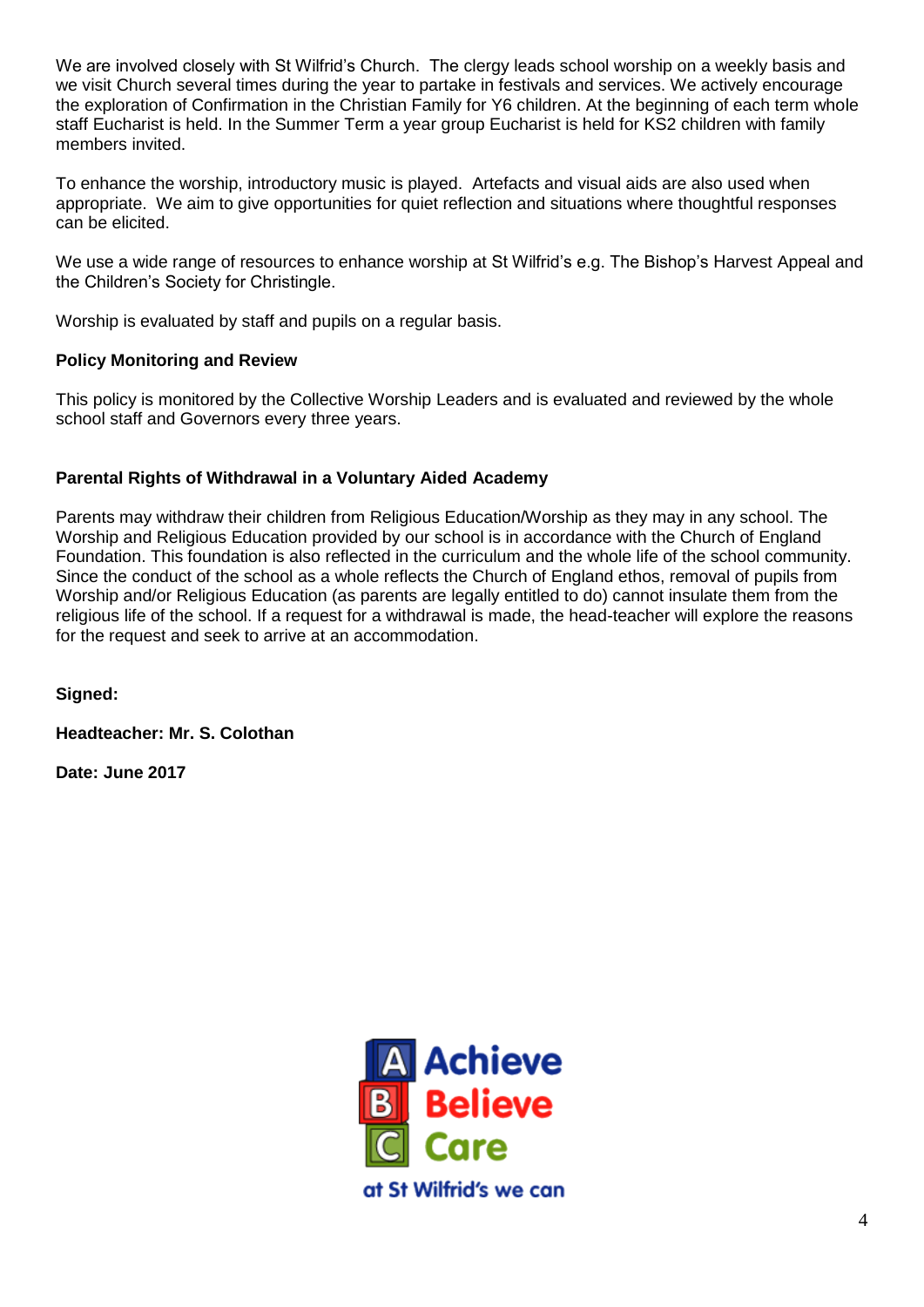We are involved closely with St Wilfrid's Church. The clergy leads school worship on a weekly basis and we visit Church several times during the year to partake in festivals and services. We actively encourage the exploration of Confirmation in the Christian Family for Y6 children. At the beginning of each term whole staff Eucharist is held. In the Summer Term a year group Eucharist is held for KS2 children with family members invited.

To enhance the worship, introductory music is played. Artefacts and visual aids are also used when appropriate. We aim to give opportunities for quiet reflection and situations where thoughtful responses can be elicited.

We use a wide range of resources to enhance worship at St Wilfrid's e.g. The Bishop's Harvest Appeal and the Children's Society for Christingle.

Worship is evaluated by staff and pupils on a regular basis.

**Policy Monitoring and Review**

This policy is monitored by the Collective Worship Leaders and is evaluated and reviewed by the whole school staff and Governors every three years.

**Parental Rights of Withdrawal in a Voluntary Aided Academy**

Parents may withdraw their children from Religious Education/Worship as they may in any school. The Worship and Religious Education provided by our school is in accordance with the Church of England Foundation. This foundation is also reflected in the curriculum and the whole life of the school community. Since the conduct of the school as a whole reflects the Church of England ethos, removal of pupils from Worship and/or Religious Education (as parents are legally entitled to do) cannot insulate them from the religious life of the school. If a request for a withdrawal is made, the head-teacher will explore the reasons for the request and seek to arrive at an accommodation.

**Signed:**

**Headteacher: Mr. S. Colothan**

**Date: June 2017**

A Achieve
B Believe
C Care
at St Wilfrid's we can